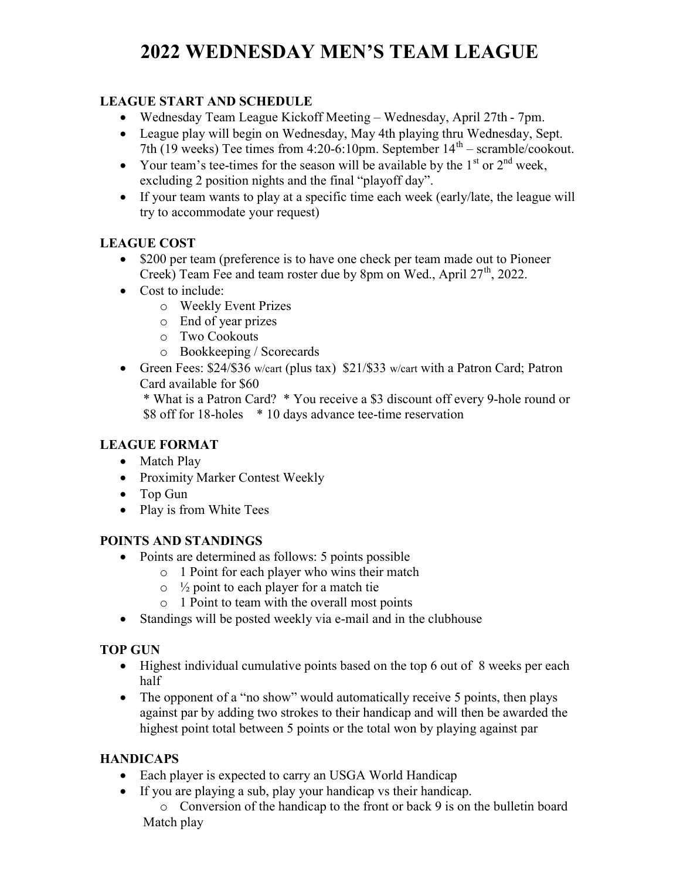# 2022 WEDNESDAY MEN'S TEAM LEAGUE

## LEAGUE START AND SCHEDULE

- Wednesday Team League Kickoff Meeting – Wednesday, April 27th - 7pm.
- League play will begin on Wednesday, May 4th playing thru Wednesday, Sept. 7th (19 weeks) Tee times from 4:20-6:10pm. September 14th – scramble/cookout.
- Your team's tee-times for the season will be available by the 1st or 2nd week, excluding 2 position nights and the final "playoff day".
- If your team wants to play at a specific time each week (early/late, the league will try to accommodate your request)

## LEAGUE COST

- $200 per team (preference is to have one check per team made out to Pioneer Creek) Team Fee and team roster due by 8pm on Wed., April 27th, 2022.
- Cost to include:
  - Weekly Event Prizes
  - End of year prizes
  - Two Cookouts
  - Bookkeeping / Scorecards
- Green Fees: $24/$36 w/cart (plus tax) $21/$33 w/cart with a Patron Card; Patron Card available for $60
  
  * What is a Patron Card? * You receive a $3 discount off every 9-hole round or $8 off for 18-holes * 10 days advance tee-time reservation

## LEAGUE FORMAT

- Match Play
- Proximity Marker Contest Weekly
- Top Gun
- Play is from White Tees

## POINTS AND STANDINGS

- Points are determined as follows: 5 points possible
  - 1 Point for each player who wins their match
  - ½ point to each player for a match tie
  - 1 Point to team with the overall most points
- Standings will be posted weekly via e-mail and in the clubhouse

## TOP GUN

- Highest individual cumulative points based on the top 6 out of 8 weeks per each half
- The opponent of a "no show" would automatically receive 5 points, then plays against par by adding two strokes to their handicap and will then be awarded the highest point total between 5 points or the total won by playing against par

## HANDICAPS

- Each player is expected to carry an USGA World Handicap
- If you are playing a sub, play your handicap vs their handicap.
  - Conversion of the handicap to the front or back 9 is on the bulletin board

Match play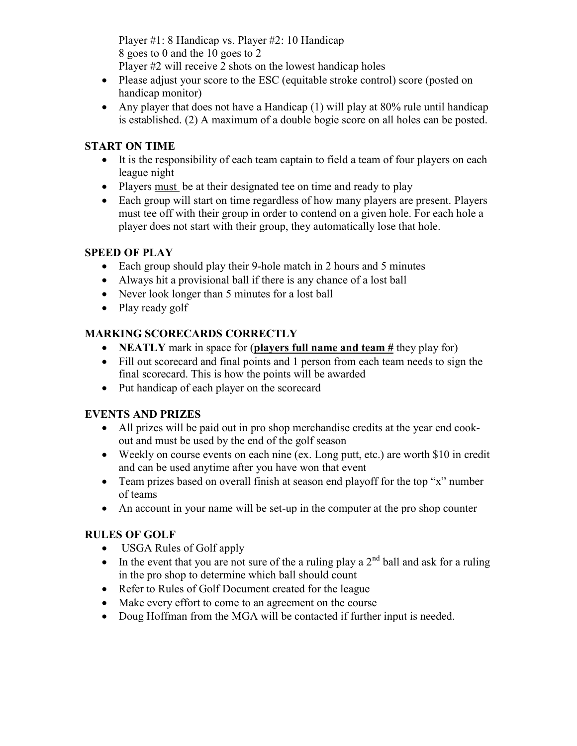Player #1: 8 Handicap vs. Player #2: 10 Handicap
8 goes to 0 and the 10 goes to 2
Player #2 will receive 2 shots on the lowest handicap holes

- Please adjust your score to the ESC (equitable stroke control) score (posted on handicap monitor)
- Any player that does not have a Handicap (1) will play at 80% rule until handicap is established. (2) A maximum of a double bogie score on all holes can be posted.

## START ON TIME

- It is the responsibility of each team captain to field a team of four players on each league night
- Players <u>must</u> be at their designated tee on time and ready to play
- Each group will start on time regardless of how many players are present. Players must tee off with their group in order to contend on a given hole. For each hole a player does not start with their group, they automatically lose that hole.

## SPEED OF PLAY

- Each group should play their 9-hole match in 2 hours and 5 minutes
- Always hit a provisional ball if there is any chance of a lost ball
- Never look longer than 5 minutes for a lost ball
- Play ready golf

## MARKING SCORECARDS CORRECTLY

- **NEATLY** mark in space for (**<u>players full name and team #</u>** they play for)
- Fill out scorecard and final points and 1 person from each team needs to sign the final scorecard. This is how the points will be awarded
- Put handicap of each player on the scorecard

## EVENTS AND PRIZES

- All prizes will be paid out in pro shop merchandise credits at the year end cook-out and must be used by the end of the golf season
- Weekly on course events on each nine (ex. Long putt, etc.) are worth $10 in credit and can be used anytime after you have won that event
- Team prizes based on overall finish at season end playoff for the top "x" number of teams
- An account in your name will be set-up in the computer at the pro shop counter

## RULES OF GOLF

- USGA Rules of Golf apply
- In the event that you are not sure of the a ruling play a 2nd ball and ask for a ruling in the pro shop to determine which ball should count
- Refer to Rules of Golf Document created for the league
- Make every effort to come to an agreement on the course
- Doug Hoffman from the MGA will be contacted if further input is needed.